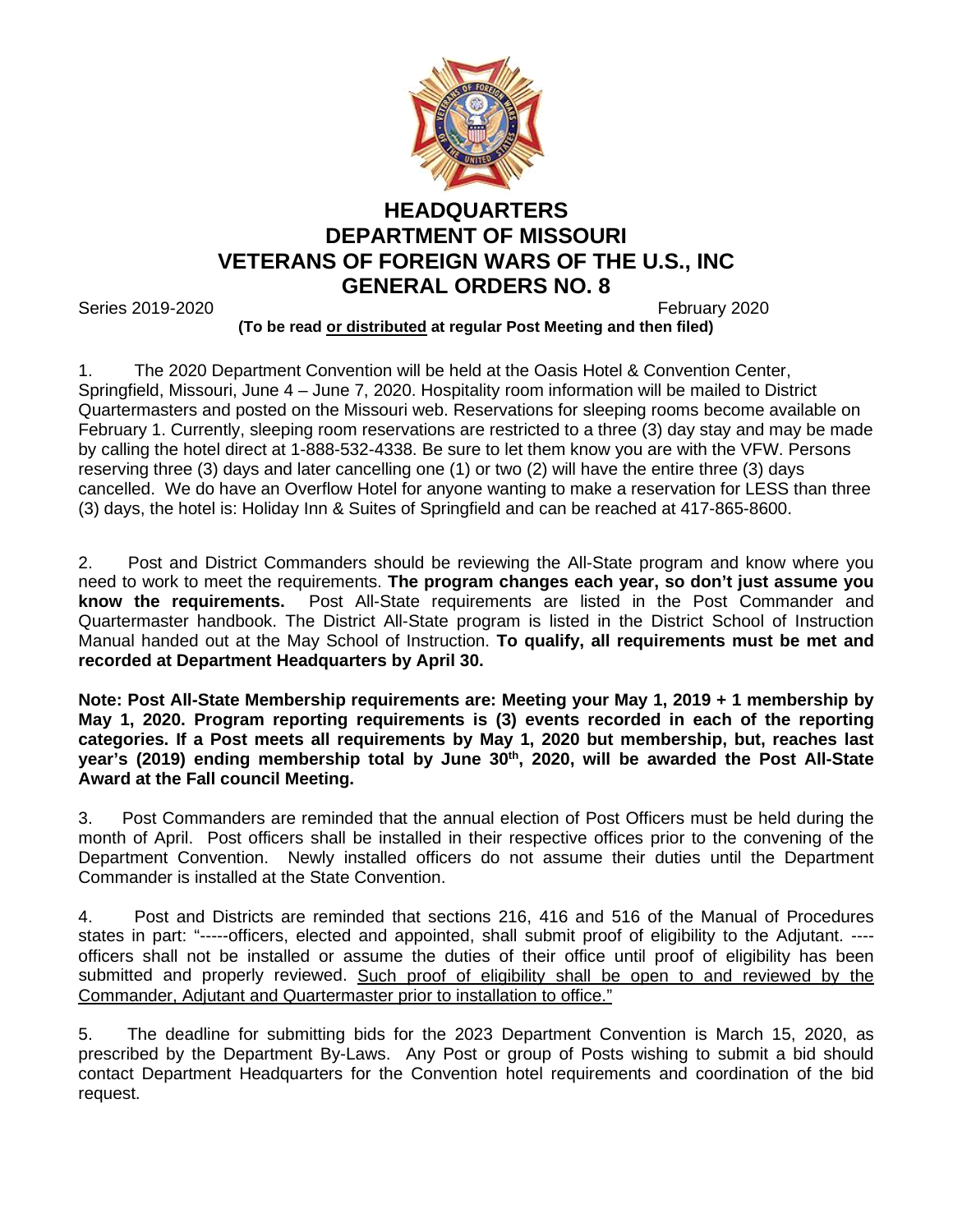# HEADQUARTERS
# DEPARTMENT OF MISSOURI
# VETERANS OF FOREIGN WARS OF THE U.S., INC
# GENERAL ORDERS NO. 8

Series 2019-2020 February 2020

**(To be read or distributed at regular Post Meeting and then filed)**

1. The 2020 Department Convention will be held at the Oasis Hotel & Convention Center, Springfield, Missouri, June 4 – June 7, 2020. Hospitality room information will be mailed to District Quartermasters and posted on the Missouri web. Reservations for sleeping rooms become available on February 1. Currently, sleeping room reservations are restricted to a three (3) day stay and may be made by calling the hotel direct at 1-888-532-4338. Be sure to let them know you are with the VFW. Persons reserving three (3) days and later cancelling one (1) or two (2) will have the entire three (3) days cancelled. We do have an Overflow Hotel for anyone wanting to make a reservation for LESS than three (3) days, the hotel is: Holiday Inn & Suites of Springfield and can be reached at 417-865-8600.

2. Post and District Commanders should be reviewing the All-State program and know where you need to work to meet the requirements. **The program changes each year, so don't just assume you know the requirements.** Post All-State requirements are listed in the Post Commander and Quartermaster handbook. The District All-State program is listed in the District School of Instruction Manual handed out at the May School of Instruction. **To qualify, all requirements must be met and recorded at Department Headquarters by April 30.**

**Note: Post All-State Membership requirements are: Meeting your May 1, 2019 + 1 membership by May 1, 2020. Program reporting requirements is (3) events recorded in each of the reporting categories. If a Post meets all requirements by May 1, 2020 but membership, but, reaches last year's (2019) ending membership total by June 30th, 2020, will be awarded the Post All-State Award at the Fall council Meeting.**

3. Post Commanders are reminded that the annual election of Post Officers must be held during the month of April. Post officers shall be installed in their respective offices prior to the convening of the Department Convention. Newly installed officers do not assume their duties until the Department Commander is installed at the State Convention.

4. Post and Districts are reminded that sections 216, 416 and 516 of the Manual of Procedures states in part: "-----officers, elected and appointed, shall submit proof of eligibility to the Adjutant. ----officers shall not be installed or assume the duties of their office until proof of eligibility has been submitted and properly reviewed. Such proof of eligibility shall be open to and reviewed by the Commander, Adjutant and Quartermaster prior to installation to office."

5. The deadline for submitting bids for the 2023 Department Convention is March 15, 2020, as prescribed by the Department By-Laws. Any Post or group of Posts wishing to submit a bid should contact Department Headquarters for the Convention hotel requirements and coordination of the bid request.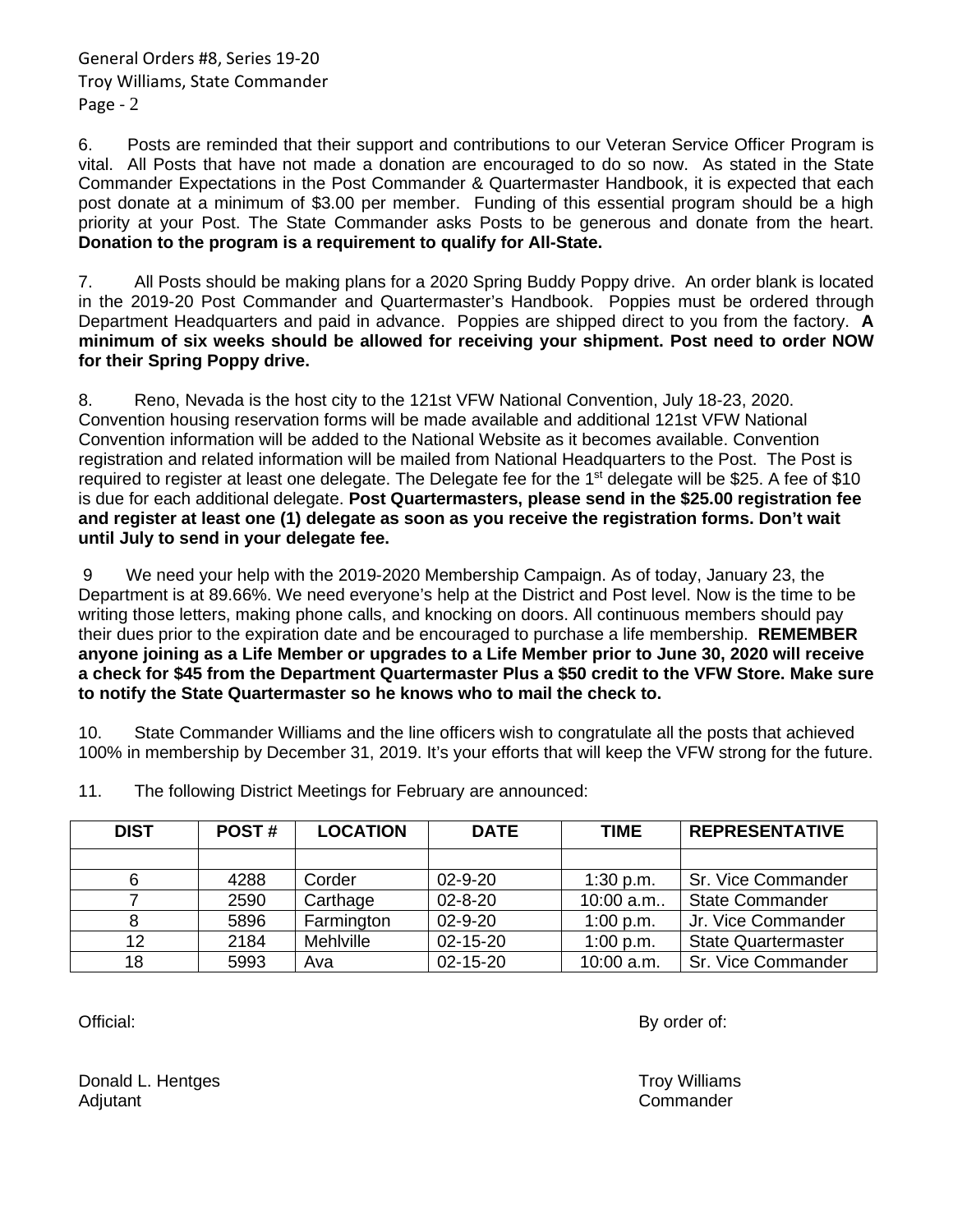6. Posts are reminded that their support and contributions to our Veteran Service Officer Program is vital. All Posts that have not made a donation are encouraged to do so now. As stated in the State Commander Expectations in the Post Commander & Quartermaster Handbook, it is expected that each post donate at a minimum of $3.00 per member. Funding of this essential program should be a high priority at your Post. The State Commander asks Posts to be generous and donate from the heart. **Donation to the program is a requirement to qualify for All-State.**

7. All Posts should be making plans for a 2020 Spring Buddy Poppy drive. An order blank is located in the 2019-20 Post Commander and Quartermaster's Handbook. Poppies must be ordered through Department Headquarters and paid in advance. Poppies are shipped direct to you from the factory. **A minimum of six weeks should be allowed for receiving your shipment. Post need to order NOW for their Spring Poppy drive.**

8. Reno, Nevada is the host city to the 121st VFW National Convention, July 18-23, 2020. Convention housing reservation forms will be made available and additional 121st VFW National Convention information will be added to the National Website as it becomes available. Convention registration and related information will be mailed from National Headquarters to the Post. The Post is required to register at least one delegate. The Delegate fee for the 1st delegate will be $25. A fee of $10 is due for each additional delegate. **Post Quartermasters, please send in the $25.00 registration fee and register at least one (1) delegate as soon as you receive the registration forms. Don't wait until July to send in your delegate fee.**

9 We need your help with the 2019-2020 Membership Campaign. As of today, January 23, the Department is at 89.66%. We need everyone's help at the District and Post level. Now is the time to be writing those letters, making phone calls, and knocking on doors. All continuous members should pay their dues prior to the expiration date and be encouraged to purchase a life membership. **REMEMBER anyone joining as a Life Member or upgrades to a Life Member prior to June 30, 2020 will receive a check for $45 from the Department Quartermaster Plus a $50 credit to the VFW Store. Make sure to notify the State Quartermaster so he knows who to mail the check to.**

10. State Commander Williams and the line officers wish to congratulate all the posts that achieved 100% in membership by December 31, 2019. It's your efforts that will keep the VFW strong for the future.

11. The following District Meetings for February are announced:

| DIST | POST # | LOCATION | DATE | TIME | REPRESENTATIVE |
|---|---|---|---|---|---|
| | | | | | |
| 6 | 4288 | Corder | 02-9-20 | 1:30 p.m. | Sr. Vice Commander |
| 7 | 2590 | Carthage | 02-8-20 | 10:00 a.m.. | State Commander |
| 8 | 5896 | Farmington | 02-9-20 | 1:00 p.m. | Jr. Vice Commander |
| 12 | 2184 | Mehlville | 02-15-20 | 1:00 p.m. | State Quartermaster |
| 18 | 5993 | Ava | 02-15-20 | 10:00 a.m. | Sr. Vice Commander |

Official: By order of:

Donald L. Hentges
Adjutant

Troy Williams
Commander